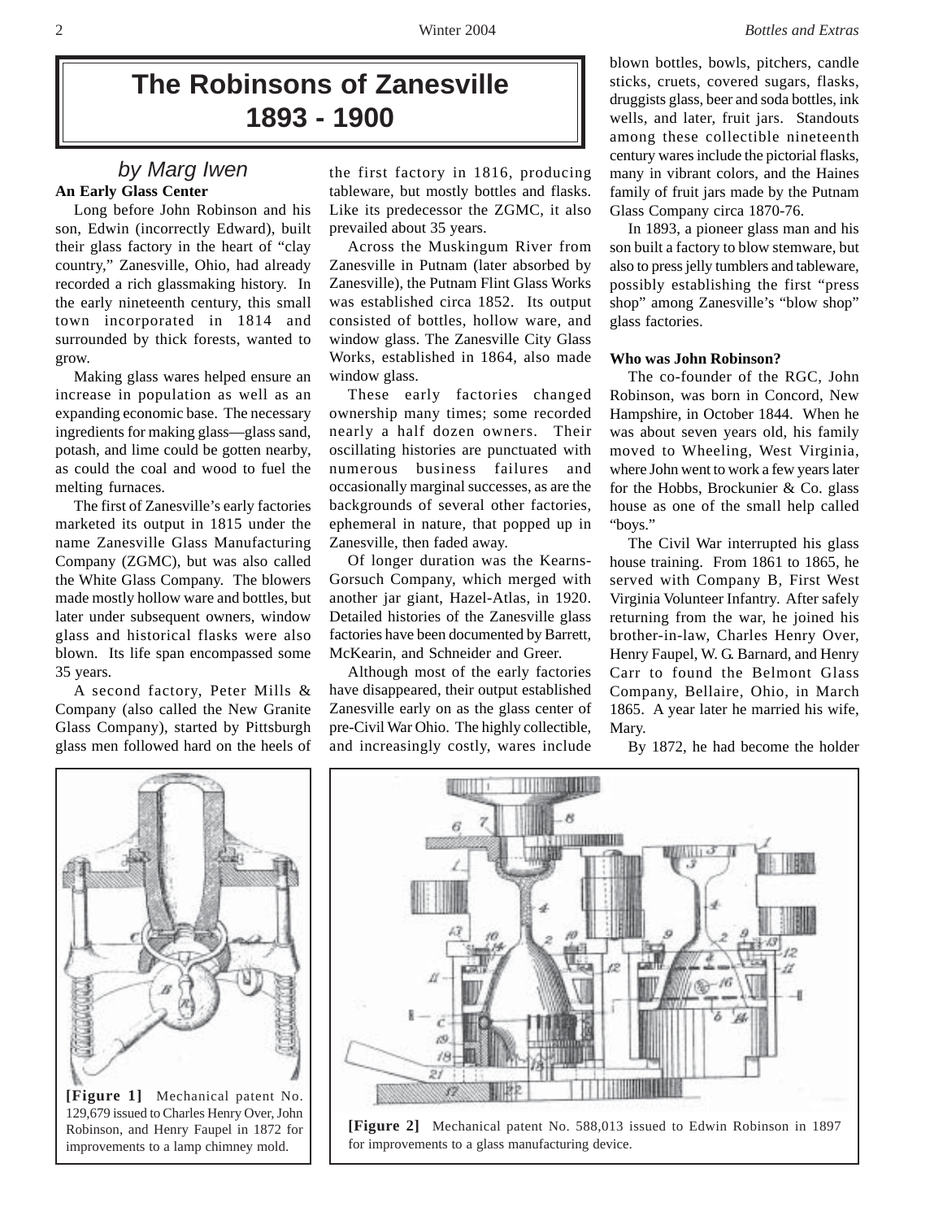# The Robinsons of Zanesville 1893 - 1900

*by Marg Iwen*

**An Early Glass Center**

Long before John Robinson and his son, Edwin (incorrectly Edward), built their glass factory in the heart of "clay country," Zanesville, Ohio, had already recorded a rich glassmaking history. In the early nineteenth century, this small town incorporated in 1814 and surrounded by thick forests, wanted to grow.

Making glass wares helped ensure an increase in population as well as an expanding economic base. The necessary ingredients for making glass—glass sand, potash, and lime could be gotten nearby, as could the coal and wood to fuel the melting furnaces.

The first of Zanesville's early factories marketed its output in 1815 under the name Zanesville Glass Manufacturing Company (ZGMC), but was also called the White Glass Company. The blowers made mostly hollow ware and bottles, but later under subsequent owners, window glass and historical flasks were also blown. Its life span encompassed some 35 years.

A second factory, Peter Mills & Company (also called the New Granite Glass Company), started by Pittsburgh glass men followed hard on the heels of the first factory in 1816, producing tableware, but mostly bottles and flasks. Like its predecessor the ZGMC, it also prevailed about 35 years.

Across the Muskingum River from Zanesville in Putnam (later absorbed by Zanesville), the Putnam Flint Glass Works was established circa 1852. Its output consisted of bottles, hollow ware, and window glass. The Zanesville City Glass Works, established in 1864, also made window glass.

These early factories changed ownership many times; some recorded nearly a half dozen owners. Their oscillating histories are punctuated with numerous business failures and occasionally marginal successes, as are the backgrounds of several other factories, ephemeral in nature, that popped up in Zanesville, then faded away.

Of longer duration was the Kearns-Gorsuch Company, which merged with another jar giant, Hazel-Atlas, in 1920. Detailed histories of the Zanesville glass factories have been documented by Barrett, McKearin, and Schneider and Greer.

Although most of the early factories have disappeared, their output established Zanesville early on as the glass center of pre-Civil War Ohio. The highly collectible, and increasingly costly, wares include blown bottles, bowls, pitchers, candle sticks, cruets, covered sugars, flasks, druggists glass, beer and soda bottles, ink wells, and later, fruit jars. Standouts among these collectible nineteenth century wares include the pictorial flasks, many in vibrant colors, and the Haines family of fruit jars made by the Putnam Glass Company circa 1870-76.

In 1893, a pioneer glass man and his son built a factory to blow stemware, but also to press jelly tumblers and tableware, possibly establishing the first "press shop" among Zanesville's "blow shop" glass factories.

**Who was John Robinson?**

The co-founder of the RGC, John Robinson, was born in Concord, New Hampshire, in October 1844. When he was about seven years old, his family moved to Wheeling, West Virginia, where John went to work a few years later for the Hobbs, Brockunier & Co. glass house as one of the small help called "boys."

The Civil War interrupted his glass house training. From 1861 to 1865, he served with Company B, First West Virginia Volunteer Infantry. After safely returning from the war, he joined his brother-in-law, Charles Henry Over, Henry Faupel, W. G. Barnard, and Henry Carr to found the Belmont Glass Company, Bellaire, Ohio, in March 1865. A year later he married his wife, Mary.

By 1872, he had become the holder

**[Figure 1]** Mechanical patent No. 129,679 issued to Charles Henry Over, John Robinson, and Henry Faupel in 1872 for improvements to a lamp chimney mold.

**[Figure 2]** Mechanical patent No. 588,013 issued to Edwin Robinson in 1897 for improvements to a glass manufacturing device.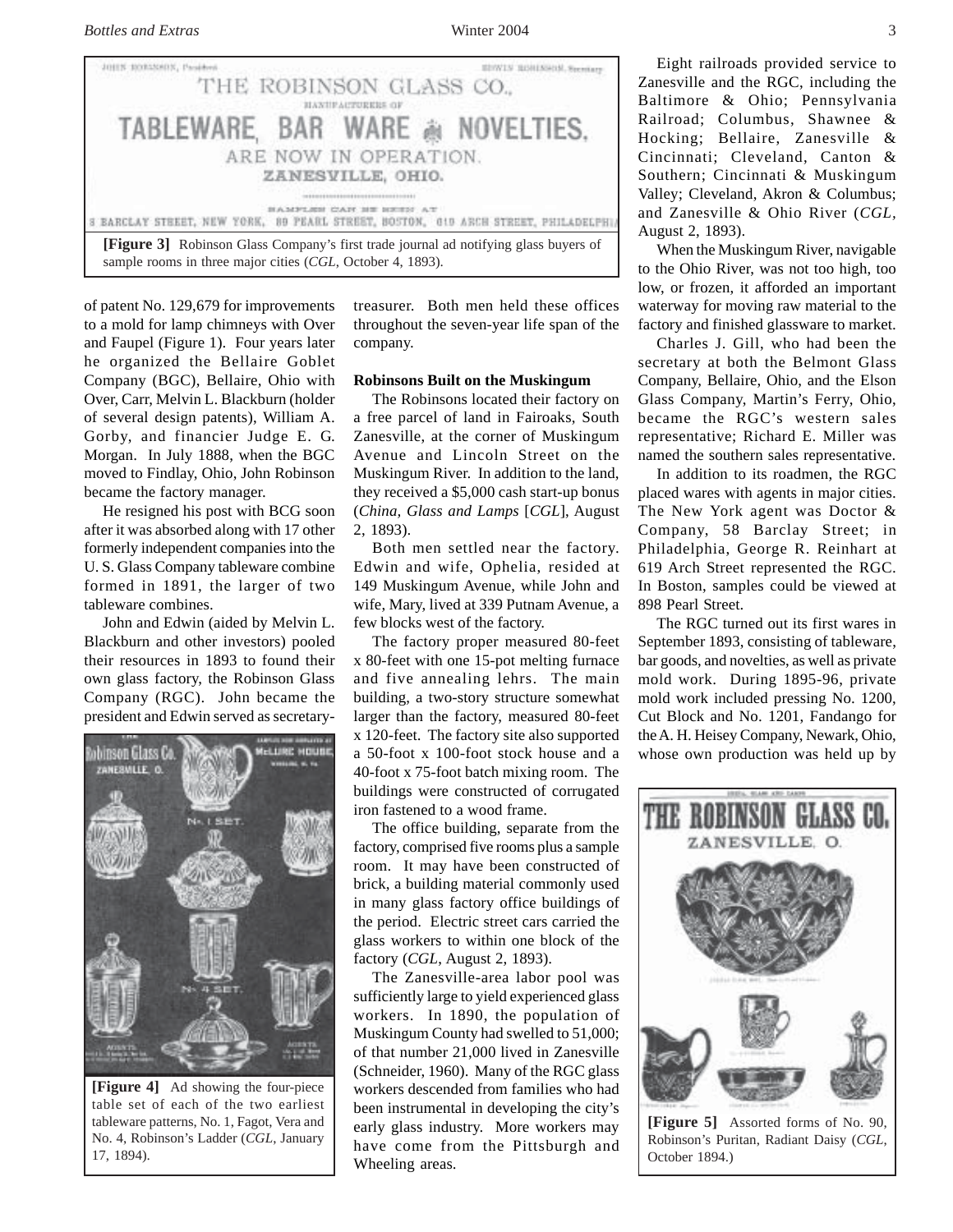**[Figure 3]** Robinson Glass Company's first trade journal ad notifying glass buyers of sample rooms in three major cities (*CGL*, October 4, 1893).

of patent No. 129,679 for improvements to a mold for lamp chimneys with Over and Faupel (Figure 1). Four years later he organized the Bellaire Goblet Company (BGC), Bellaire, Ohio with Over, Carr, Melvin L. Blackburn (holder of several design patents), William A. Gorby, and financier Judge E. G. Morgan. In July 1888, when the BGC moved to Findlay, Ohio, John Robinson became the factory manager.

He resigned his post with BCG soon after it was absorbed along with 17 other formerly independent companies into the U. S. Glass Company tableware combine formed in 1891, the larger of two tableware combines.

John and Edwin (aided by Melvin L. Blackburn and other investors) pooled their resources in 1893 to found their own glass factory, the Robinson Glass Company (RGC). John became the president and Edwin served as secretary-treasurer. Both men held these offices throughout the seven-year life span of the company.

**[Figure 4]** Ad showing the four-piece table set of each of the two earliest tableware patterns, No. 1, Fagot, Vera and No. 4, Robinson's Ladder (*CGL*, January 17, 1894).

**Robinsons Built on the Muskingum**

The Robinsons located their factory on a free parcel of land in Fairoaks, South Zanesville, at the corner of Muskingum Avenue and Lincoln Street on the Muskingum River. In addition to the land, they received a $5,000 cash start-up bonus (*China, Glass and Lamps* [*CGL*], August 2, 1893).

Both men settled near the factory. Edwin and wife, Ophelia, resided at 149 Muskingum Avenue, while John and wife, Mary, lived at 339 Putnam Avenue, a few blocks west of the factory.

The factory proper measured 80-feet x 80-feet with one 15-pot melting furnace and five annealing lehrs. The main building, a two-story structure somewhat larger than the factory, measured 80-feet x 120-feet. The factory site also supported a 50-foot x 100-foot stock house and a 40-foot x 75-foot batch mixing room. The buildings were constructed of corrugated iron fastened to a wood frame.

The office building, separate from the factory, comprised five rooms plus a sample room. It may have been constructed of brick, a building material commonly used in many glass factory office buildings of the period. Electric street cars carried the glass workers to within one block of the factory (*CGL*, August 2, 1893).

The Zanesville-area labor pool was sufficiently large to yield experienced glass workers. In 1890, the population of Muskingum County had swelled to 51,000; of that number 21,000 lived in Zanesville (Schneider, 1960). Many of the RGC glass workers descended from families who had been instrumental in developing the city's early glass industry. More workers may have come from the Pittsburgh and Wheeling areas.

Eight railroads provided service to Zanesville and the RGC, including the Baltimore & Ohio; Pennsylvania Railroad; Columbus, Shawnee & Hocking; Bellaire, Zanesville & Cincinnati; Cleveland, Canton & Southern; Cincinnati & Muskingum Valley; Cleveland, Akron & Columbus; and Zanesville & Ohio River (*CGL*, August 2, 1893).

When the Muskingum River, navigable to the Ohio River, was not too high, too low, or frozen, it afforded an important waterway for moving raw material to the factory and finished glassware to market.

Charles J. Gill, who had been the secretary at both the Belmont Glass Company, Bellaire, Ohio, and the Elson Glass Company, Martin's Ferry, Ohio, became the RGC's western sales representative; Richard E. Miller was named the southern sales representative.

In addition to its roadmen, the RGC placed wares with agents in major cities. The New York agent was Doctor & Company, 58 Barclay Street; in Philadelphia, George R. Reinhart at 619 Arch Street represented the RGC. In Boston, samples could be viewed at 898 Pearl Street.

The RGC turned out its first wares in September 1893, consisting of tableware, bar goods, and novelties, as well as private mold work. During 1895-96, private mold work included pressing No. 1200, Cut Block and No. 1201, Fandango for the A. H. Heisey Company, Newark, Ohio, whose own production was held up by

**[Figure 5]** Assorted forms of No. 90, Robinson's Puritan, Radiant Daisy (*CGL*, October 1894.)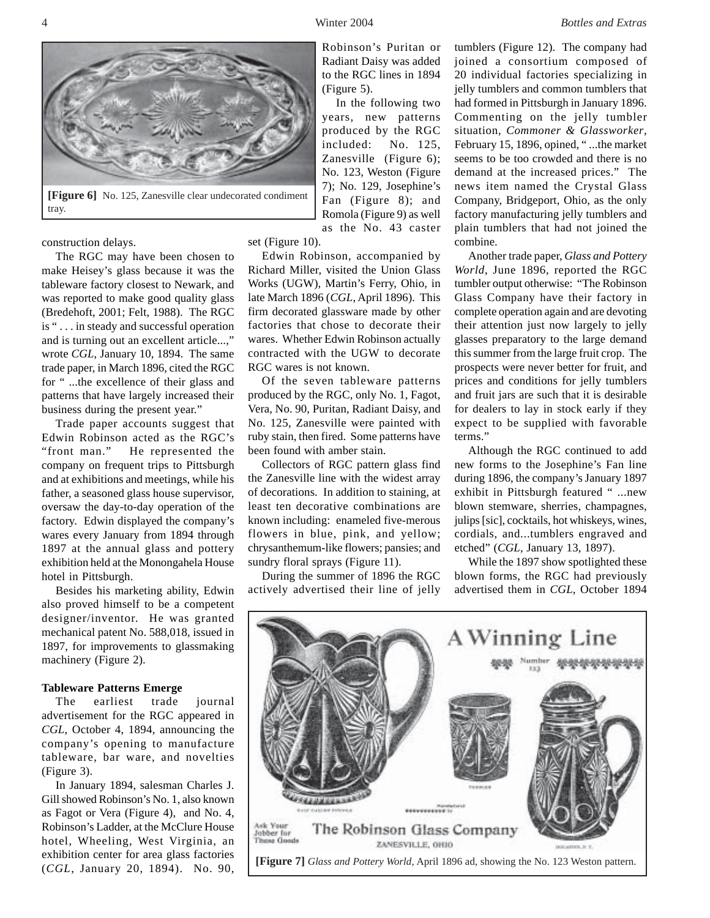[Figure 6] No. 125, Zanesville clear undecorated condiment tray.

construction delays.

The RGC may have been chosen to make Heisey's glass because it was the tableware factory closest to Newark, and was reported to make good quality glass (Bredehoft, 2001; Felt, 1988). The RGC is " . . . in steady and successful operation and is turning out an excellent article...," wrote *CGL*, January 10, 1894. The same trade paper, in March 1896, cited the RGC for " ...the excellence of their glass and patterns that have largely increased their business during the present year."

Trade paper accounts suggest that Edwin Robinson acted as the RGC's "front man." He represented the company on frequent trips to Pittsburgh and at exhibitions and meetings, while his father, a seasoned glass house supervisor, oversaw the day-to-day operation of the factory. Edwin displayed the company's wares every January from 1894 through 1897 at the annual glass and pottery exhibition held at the Monongahela House hotel in Pittsburgh.

Besides his marketing ability, Edwin also proved himself to be a competent designer/inventor. He was granted mechanical patent No. 588,018, issued in 1897, for improvements to glassmaking machinery (Figure 2).

**Tableware Patterns Emerge**

The earliest trade journal advertisement for the RGC appeared in *CGL*, October 4, 1894, announcing the company's opening to manufacture tableware, bar ware, and novelties (Figure 3).

In January 1894, salesman Charles J. Gill showed Robinson's No. 1, also known as Fagot or Vera (Figure 4), and No. 4, Robinson's Ladder, at the McClure House hotel, Wheeling, West Virginia, an exhibition center for area glass factories (*CGL*, January 20, 1894). No. 90, Robinson's Puritan or Radiant Daisy was added to the RGC lines in 1894 (Figure 5).

In the following two years, new patterns produced by the RGC included: No. 125, Zanesville (Figure 6); No. 123, Weston (Figure 7); No. 129, Josephine's Fan (Figure 8); and Romola (Figure 9) as well as the No. 43 caster set (Figure 10).

Edwin Robinson, accompanied by Richard Miller, visited the Union Glass Works (UGW), Martin's Ferry, Ohio, in late March 1896 (*CGL*, April 1896). This firm decorated glassware made by other factories that chose to decorate their wares. Whether Edwin Robinson actually contracted with the UGW to decorate RGC wares is not known.

Of the seven tableware patterns produced by the RGC, only No. 1, Fagot, Vera, No. 90, Puritan, Radiant Daisy, and No. 125, Zanesville were painted with ruby stain, then fired. Some patterns have been found with amber stain.

Collectors of RGC pattern glass find the Zanesville line with the widest array of decorations. In addition to staining, at least ten decorative combinations are known including: enameled five-merous flowers in blue, pink, and yellow; chrysanthemum-like flowers; pansies; and sundry floral sprays (Figure 11).

During the summer of 1896 the RGC actively advertised their line of jelly tumblers (Figure 12). The company had joined a consortium composed of 20 individual factories specializing in jelly tumblers and common tumblers that had formed in Pittsburgh in January 1896. Commenting on the jelly tumbler situation, *Commoner & Glassworker*, February 15, 1896, opined, " ...the market seems to be too crowded and there is no demand at the increased prices." The news item named the Crystal Glass Company, Bridgeport, Ohio, as the only factory manufacturing jelly tumblers and plain tumblers that had not joined the combine.

Another trade paper, *Glass and Pottery World*, June 1896, reported the RGC tumbler output otherwise: "The Robinson Glass Company have their factory in complete operation again and are devoting their attention just now largely to jelly glasses preparatory to the large demand this summer from the large fruit crop. The prospects were never better for fruit, and prices and conditions for jelly tumblers and fruit jars are such that it is desirable for dealers to lay in stock early if they expect to be supplied with favorable terms."

Although the RGC continued to add new forms to the Josephine's Fan line during 1896, the company's January 1897 exhibit in Pittsburgh featured " ...new blown stemware, sherries, champagnes, julips [sic], cocktails, hot whiskeys, wines, cordials, and...tumblers engraved and etched" (*CGL*, January 13, 1897).

While the 1897 show spotlighted these blown forms, the RGC had previously advertised them in *CGL*, October 1894

[Figure 7] *Glass and Pottery World*, April 1896 ad, showing the No. 123 Weston pattern.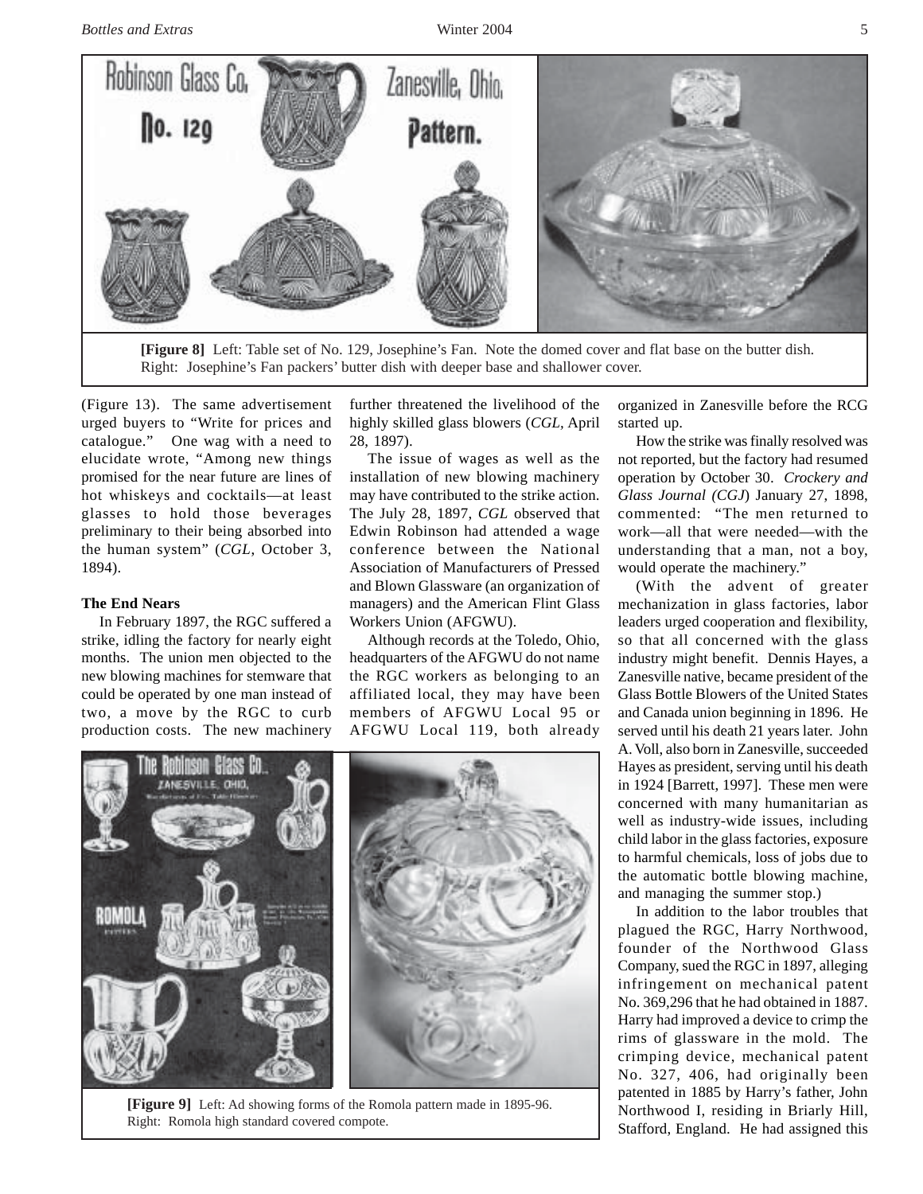[Figure 8] Left: Table set of No. 129, Josephine's Fan. Note the domed cover and flat base on the butter dish. Right: Josephine's Fan packers' butter dish with deeper base and shallower cover.

(Figure 13). The same advertisement urged buyers to "Write for prices and catalogue." One wag with a need to elucidate wrote, "Among new things promised for the near future are lines of hot whiskeys and cocktails—at least glasses to hold those beverages preliminary to their being absorbed into the human system" (*CGL*, October 3, 1894).

**The End Nears**

In February 1897, the RGC suffered a strike, idling the factory for nearly eight months. The union men objected to the new blowing machines for stemware that could be operated by one man instead of two, a move by the RGC to curb production costs. The new machinery further threatened the livelihood of the highly skilled glass blowers (*CGL*, April 28, 1897).

The issue of wages as well as the installation of new blowing machinery may have contributed to the strike action. The July 28, 1897, *CGL* observed that Edwin Robinson had attended a wage conference between the National Association of Manufacturers of Pressed and Blown Glassware (an organization of managers) and the American Flint Glass Workers Union (AFGWU).

Although records at the Toledo, Ohio, headquarters of the AFGWU do not name the RGC workers as belonging to an affiliated local, they may have been members of AFGWU Local 95 or AFGWU Local 119, both already organized in Zanesville before the RCG started up.

How the strike was finally resolved was not reported, but the factory had resumed operation by October 30. *Crockery and Glass Journal (CGJ)* January 27, 1898, commented: "The men returned to work—all that were needed—with the understanding that a man, not a boy, would operate the machinery."

(With the advent of greater mechanization in glass factories, labor leaders urged cooperation and flexibility, so that all concerned with the glass industry might benefit. Dennis Hayes, a Zanesville native, became president of the Glass Bottle Blowers of the United States and Canada union beginning in 1896. He served until his death 21 years later. John A. Voll, also born in Zanesville, succeeded Hayes as president, serving until his death in 1924 [Barrett, 1997]. These men were concerned with many humanitarian as well as industry-wide issues, including child labor in the glass factories, exposure to harmful chemicals, loss of jobs due to the automatic bottle blowing machine, and managing the summer stop.)

In addition to the labor troubles that plagued the RGC, Harry Northwood, founder of the Northwood Glass Company, sued the RGC in 1897, alleging infringement on mechanical patent No. 369,296 that he had obtained in 1887. Harry had improved a device to crimp the rims of glassware in the mold. The crimping device, mechanical patent No. 327, 406, had originally been patented in 1885 by Harry's father, John Northwood I, residing in Briarly Hill, Stafford, England. He had assigned this

[Figure 9] Left: Ad showing forms of the Romola pattern made in 1895-96. Right: Romola high standard covered compote.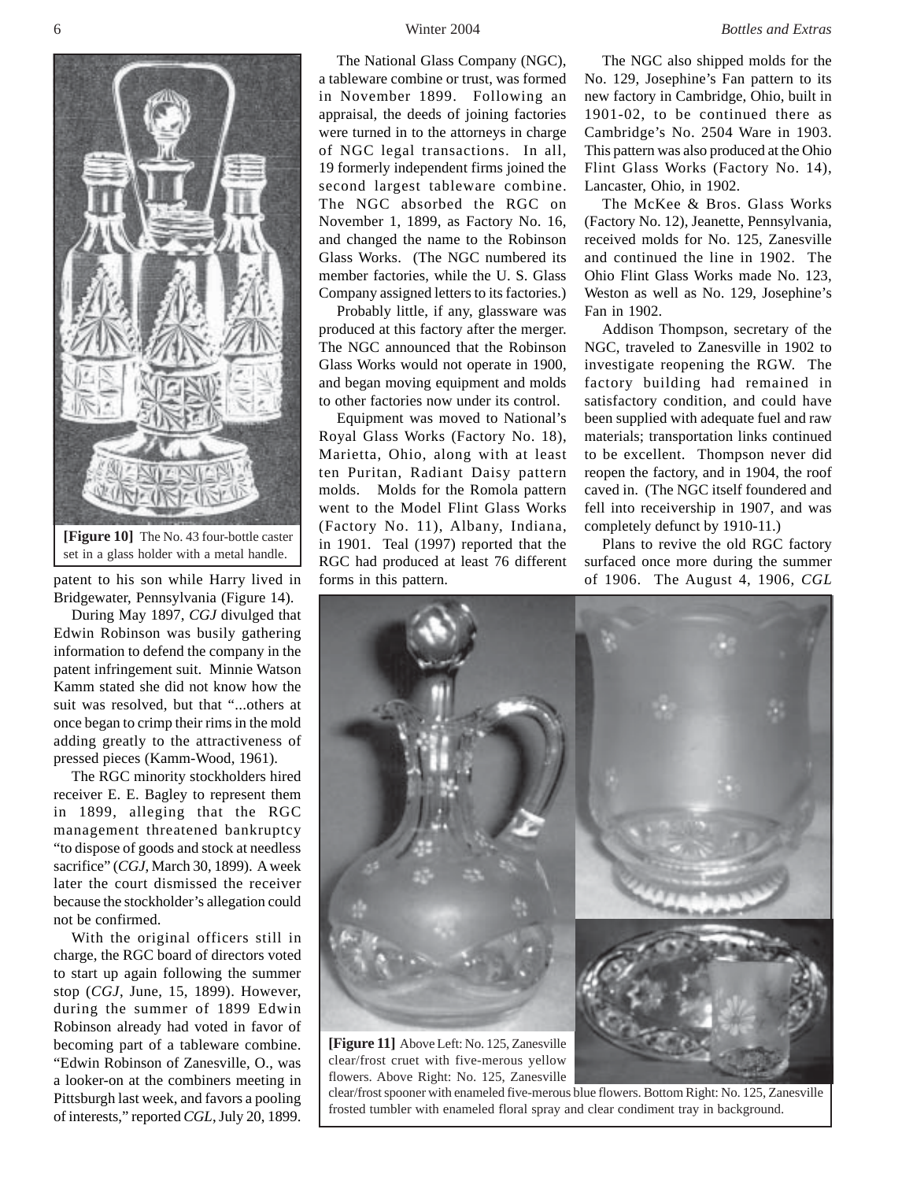**[Figure 10]** The No. 43 four-bottle caster set in a glass holder with a metal handle.

patent to his son while Harry lived in Bridgewater, Pennsylvania (Figure 14).

During May 1897, *CGJ* divulged that Edwin Robinson was busily gathering information to defend the company in the patent infringement suit. Minnie Watson Kamm stated she did not know how the suit was resolved, but that "...others at once began to crimp their rims in the mold adding greatly to the attractiveness of pressed pieces (Kamm-Wood, 1961).

The RGC minority stockholders hired receiver E. E. Bagley to represent them in 1899, alleging that the RGC management threatened bankruptcy "to dispose of goods and stock at needless sacrifice" (*CGJ*, March 30, 1899). A week later the court dismissed the receiver because the stockholder's allegation could not be confirmed.

With the original officers still in charge, the RGC board of directors voted to start up again following the summer stop (*CGJ*, June, 15, 1899). However, during the summer of 1899 Edwin Robinson already had voted in favor of becoming part of a tableware combine. "Edwin Robinson of Zanesville, O., was a looker-on at the combiners meeting in Pittsburgh last week, and favors a pooling of interests," reported *CGL*, July 20, 1899.

The National Glass Company (NGC), a tableware combine or trust, was formed in November 1899. Following an appraisal, the deeds of joining factories were turned in to the attorneys in charge of NGC legal transactions. In all, 19 formerly independent firms joined the second largest tableware combine. The NGC absorbed the RGC on November 1, 1899, as Factory No. 16, and changed the name to the Robinson Glass Works. (The NGC numbered its member factories, while the U. S. Glass Company assigned letters to its factories.)

Probably little, if any, glassware was produced at this factory after the merger. The NGC announced that the Robinson Glass Works would not operate in 1900, and began moving equipment and molds to other factories now under its control.

Equipment was moved to National's Royal Glass Works (Factory No. 18), Marietta, Ohio, along with at least ten Puritan, Radiant Daisy pattern molds. Molds for the Romola pattern went to the Model Flint Glass Works (Factory No. 11), Albany, Indiana, in 1901. Teal (1997) reported that the RGC had produced at least 76 different forms in this pattern.

The NGC also shipped molds for the No. 129, Josephine's Fan pattern to its new factory in Cambridge, Ohio, built in 1901-02, to be continued there as Cambridge's No. 2504 Ware in 1903. This pattern was also produced at the Ohio Flint Glass Works (Factory No. 14), Lancaster, Ohio, in 1902.

The McKee & Bros. Glass Works (Factory No. 12), Jeanette, Pennsylvania, received molds for No. 125, Zanesville and continued the line in 1902. The Ohio Flint Glass Works made No. 123, Weston as well as No. 129, Josephine's Fan in 1902.

Addison Thompson, secretary of the NGC, traveled to Zanesville in 1902 to investigate reopening the RGW. The factory building had remained in satisfactory condition, and could have been supplied with adequate fuel and raw materials; transportation links continued to be excellent. Thompson never did reopen the factory, and in 1904, the roof caved in. (The NGC itself foundered and fell into receivership in 1907, and was completely defunct by 1910-11.)

Plans to revive the old RGC factory surfaced once more during the summer of 1906. The August 4, 1906, *CGL*

**[Figure 11]** Above Left: No. 125, Zanesville clear/frost cruet with five-merous yellow flowers. Above Right: No. 125, Zanesville clear/frost spooner with enameled five-merous blue flowers. Bottom Right: No. 125, Zanesville frosted tumbler with enameled floral spray and clear condiment tray in background.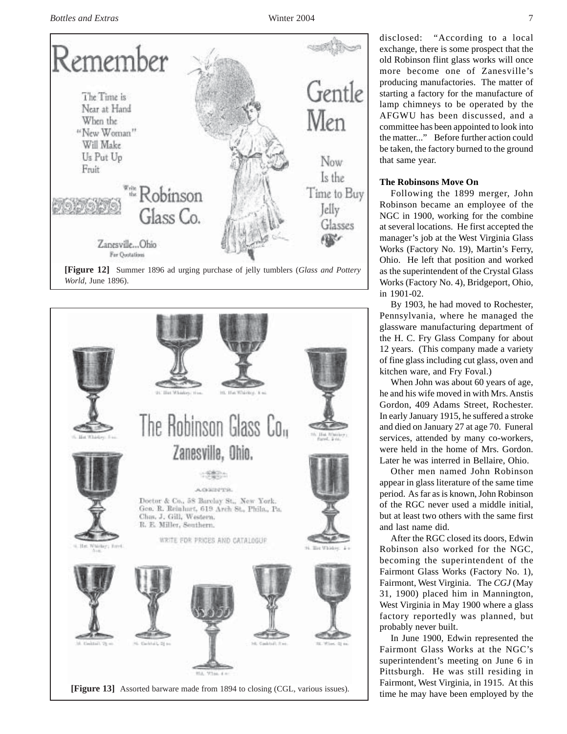[Figure 12] Summer 1896 ad urging purchase of jelly tumblers (*Glass and Pottery World*, June 1896).

[Figure 13] Assorted barware made from 1894 to closing (CGL, various issues).

disclosed: "According to a local exchange, there is some prospect that the old Robinson flint glass works will once more become one of Zanesville's producing manufactories. The matter of starting a factory for the manufacture of lamp chimneys to be operated by the AFGWU has been discussed, and a committee has been appointed to look into the matter..." Before further action could be taken, the factory burned to the ground that same year.

**The Robinsons Move On**

Following the 1899 merger, John Robinson became an employee of the NGC in 1900, working for the combine at several locations. He first accepted the manager's job at the West Virginia Glass Works (Factory No. 19), Martin's Ferry, Ohio. He left that position and worked as the superintendent of the Crystal Glass Works (Factory No. 4), Bridgeport, Ohio, in 1901-02.

By 1903, he had moved to Rochester, Pennsylvania, where he managed the glassware manufacturing department of the H. C. Fry Glass Company for about 12 years. (This company made a variety of fine glass including cut glass, oven and kitchen ware, and Fry Foval.)

When John was about 60 years of age, he and his wife moved in with Mrs. Anstis Gordon, 409 Adams Street, Rochester. In early January 1915, he suffered a stroke and died on January 27 at age 70. Funeral services, attended by many co-workers, were held in the home of Mrs. Gordon. Later he was interred in Bellaire, Ohio.

Other men named John Robinson appear in glass literature of the same time period. As far as is known, John Robinson of the RGC never used a middle initial, but at least two others with the same first and last name did.

After the RGC closed its doors, Edwin Robinson also worked for the NGC, becoming the superintendent of the Fairmont Glass Works (Factory No. 1), Fairmont, West Virginia. The *CGJ* (May 31, 1900) placed him in Mannington, West Virginia in May 1900 where a glass factory reportedly was planned, but probably never built.

In June 1900, Edwin represented the Fairmont Glass Works at the NGC's superintendent's meeting on June 6 in Pittsburgh. He was still residing in Fairmont, West Virginia, in 1915. At this time he may have been employed by the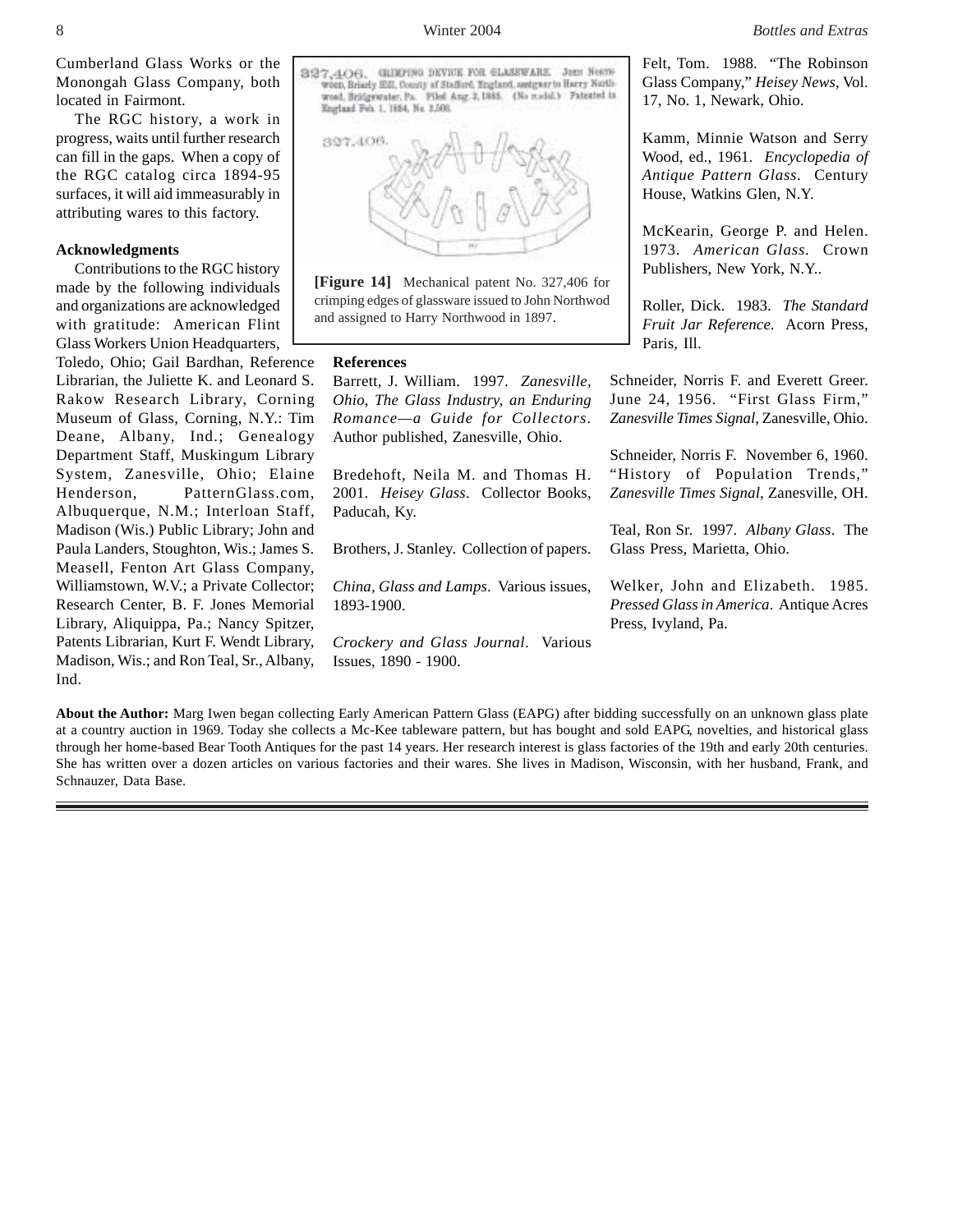Cumberland Glass Works or the Monongah Glass Company, both located in Fairmont.

The RGC history, a work in progress, waits until further research can fill in the gaps. When a copy of the RGC catalog circa 1894-95 surfaces, it will aid immeasurably in attributing wares to this factory.

### Acknowledgments

Contributions to the RGC history made by the following individuals and organizations are acknowledged with gratitude: American Flint Glass Workers Union Headquarters, Toledo, Ohio; Gail Bardhan, Reference Librarian, the Juliette K. and Leonard S. Rakow Research Library, Corning Museum of Glass, Corning, N.Y.: Tim Deane, Albany, Ind.; Genealogy Department Staff, Muskingum Library System, Zanesville, Ohio; Elaine Henderson, PatternGlass.com, Albuquerque, N.M.; Interloan Staff, Madison (Wis.) Public Library; John and Paula Landers, Stoughton, Wis.; James S. Measell, Fenton Art Glass Company, Williamstown, W.V.; a Private Collector; Research Center, B. F. Jones Memorial Library, Aliquippa, Pa.; Nancy Spitzer, Patents Librarian, Kurt F. Wendt Library, Madison, Wis.; and Ron Teal, Sr., Albany, Ind.

327,406. CRIMPING DEVICE FOR GLASSWARE. John Northwood, Brierly Hill, County of Stafford, England, assignor to Harry Northwood, Bridgewater, Pa. Filed Aug. 3, 1885. (No model.) Patented in England Feb. 1, 1884, No. 2,508.

**[Figure 14]** Mechanical patent No. 327,406 for crimping edges of glassware issued to John Northwod and assigned to Harry Northwood in 1897.

### References

Barrett, J. William. 1997. *Zanesville, Ohio, The Glass Industry, an Enduring Romance—a Guide for Collectors*. Author published, Zanesville, Ohio.

Bredehoft, Neila M. and Thomas H. 2001. *Heisey Glass*. Collector Books, Paducah, Ky.

Brothers, J. Stanley. Collection of papers.

*China, Glass and Lamps*. Various issues, 1893-1900.

*Crockery and Glass Journal*. Various Issues, 1890 - 1900.

Felt, Tom. 1988. "The Robinson Glass Company," *Heisey News*, Vol. 17, No. 1, Newark, Ohio.

Kamm, Minnie Watson and Serry Wood, ed., 1961. *Encyclopedia of Antique Pattern Glass*. Century House, Watkins Glen, N.Y.

McKearin, George P. and Helen. 1973. *American Glass*. Crown Publishers, New York, N.Y..

Roller, Dick. 1983. *The Standard Fruit Jar Reference*. Acorn Press, Paris, Ill.

Schneider, Norris F. and Everett Greer. June 24, 1956. "First Glass Firm," *Zanesville Times Signal*, Zanesville, Ohio.

Schneider, Norris F. November 6, 1960. "History of Population Trends," *Zanesville Times Signal*, Zanesville, OH.

Teal, Ron Sr. 1997. *Albany Glass*. The Glass Press, Marietta, Ohio.

Welker, John and Elizabeth. 1985. *Pressed Glass in America*. Antique Acres Press, Ivyland, Pa.

**About the Author:** Marg Iwen began collecting Early American Pattern Glass (EAPG) after bidding successfully on an unknown glass plate at a country auction in 1969. Today she collects a Mc-Kee tableware pattern, but has bought and sold EAPG, novelties, and historical glass through her home-based Bear Tooth Antiques for the past 14 years. Her research interest is glass factories of the 19th and early 20th centuries. She has written over a dozen articles on various factories and their wares. She lives in Madison, Wisconsin, with her husband, Frank, and Schnauzer, Data Base.